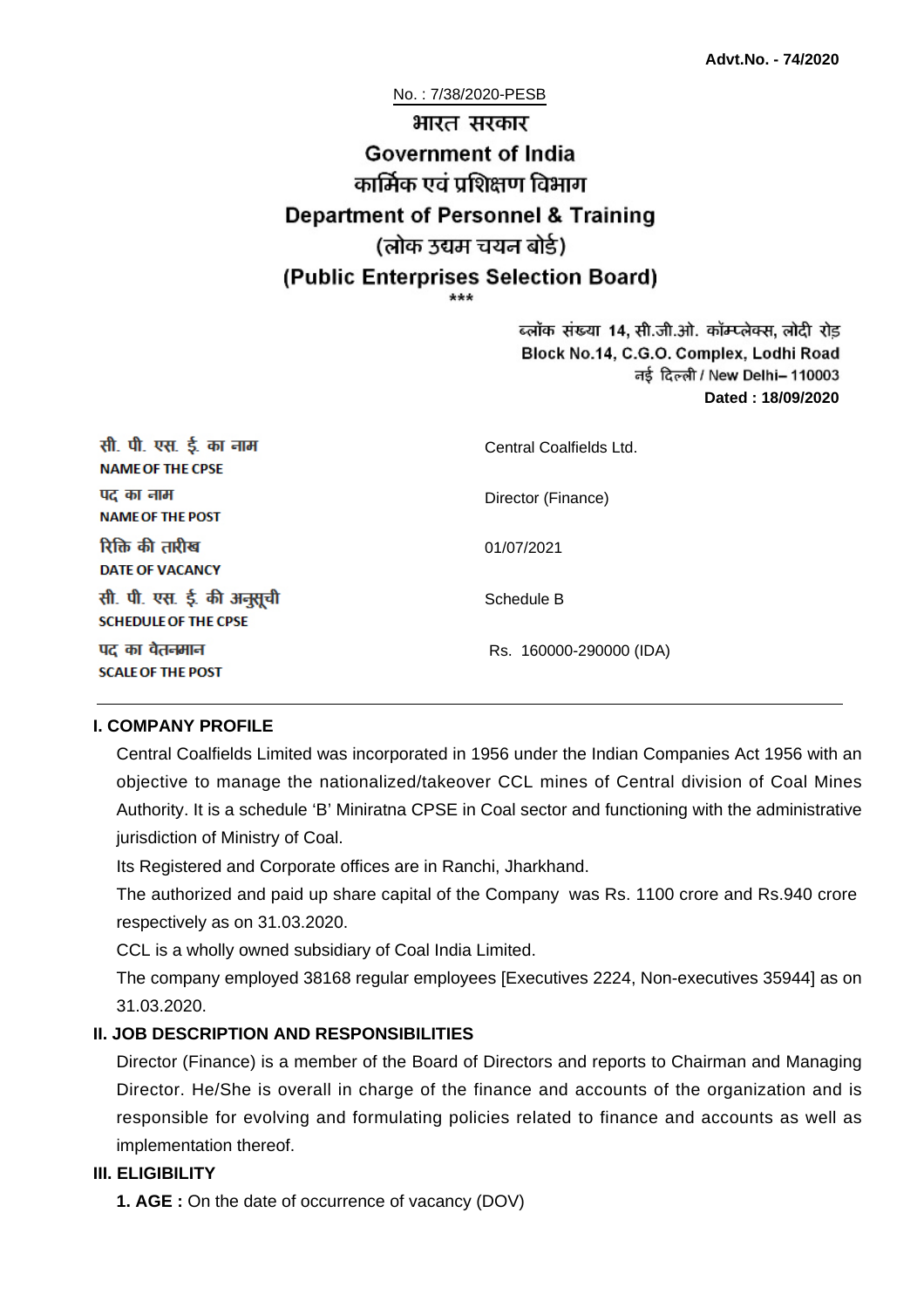**Advt.No. - 74/2020**

No. : 7/38/2020-PESB

# भारत सरकार
# Government of India
## कार्मिक एवं प्रशिक्षण विभाग
## Department of Personnel & Training
## (लोक उद्यम चयन बोर्ड)
## (Public Enterprises Selection Board)

\*\*\*

ब्लॉक संख्या 14, सी.जी.ओ. कॉम्प्लेक्स, लोदी रोड
Block No.14, C.G.O. Complex, Lodhi Road
नई दिल्ली / New Delhi– 110003
**Dated : 18/09/2020**

| | |
|---|---|
| सी. पी. एस. ई. का नाम<br>**NAME OF THE CPSE** | Central Coalfields Ltd. |
| पद का नाम<br>**NAME OF THE POST** | Director (Finance) |
| रिक्ति की तारीख<br>**DATE OF VACANCY** | 01/07/2021 |
| सी. पी. एस. ई. की अनुसूची<br>**SCHEDULE OF THE CPSE** | Schedule B |
| पद का वेतनमान<br>**SCALE OF THE POST** | Rs. 160000-290000 (IDA) |

### I. COMPANY PROFILE

Central Coalfields Limited was incorporated in 1956 under the Indian Companies Act 1956 with an objective to manage the nationalized/takeover CCL mines of Central division of Coal Mines Authority. It is a schedule 'B' Miniratna CPSE in Coal sector and functioning with the administrative jurisdiction of Ministry of Coal.

Its Registered and Corporate offices are in Ranchi, Jharkhand.

The authorized and paid up share capital of the Company was Rs. 1100 crore and Rs.940 crore respectively as on 31.03.2020.

CCL is a wholly owned subsidiary of Coal India Limited.

The company employed 38168 regular employees [Executives 2224, Non-executives 35944] as on 31.03.2020.

### II. JOB DESCRIPTION AND RESPONSIBILITIES

Director (Finance) is a member of the Board of Directors and reports to Chairman and Managing Director. He/She is overall in charge of the finance and accounts of the organization and is responsible for evolving and formulating policies related to finance and accounts as well as implementation thereof.

### III. ELIGIBILITY

**1. AGE :** On the date of occurrence of vacancy (DOV)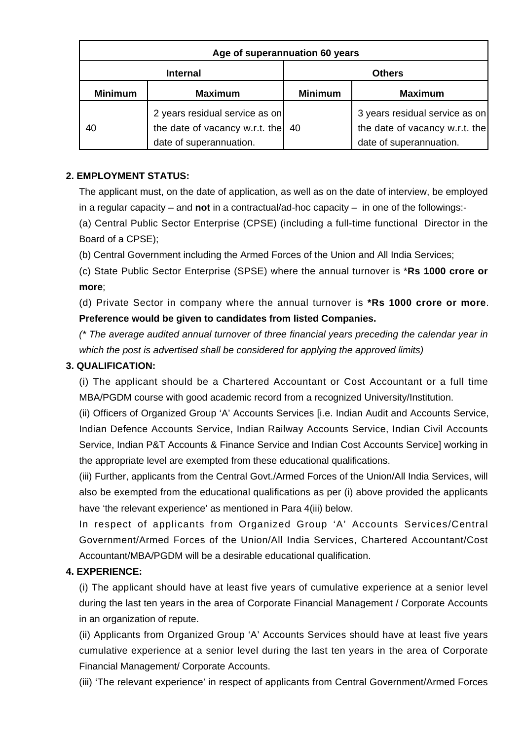| Age of superannuation 60 years | | | |
|---|---|---|---|
| Internal | | Others | |
| Minimum | Maximum | Minimum | Maximum |
| 40 | 2 years residual service as on the date of vacancy w.r.t. the date of superannuation. | 40 | 3 years residual service as on the date of vacancy w.r.t. the date of superannuation. |

**2. EMPLOYMENT STATUS:**

The applicant must, on the date of application, as well as on the date of interview, be employed in a regular capacity – and **not** in a contractual/ad-hoc capacity – in one of the followings:-

(a) Central Public Sector Enterprise (CPSE) (including a full-time functional Director in the Board of a CPSE);

(b) Central Government including the Armed Forces of the Union and All India Services;

(c) State Public Sector Enterprise (SPSE) where the annual turnover is ***Rs 1000 crore or more**;

(d) Private Sector in company where the annual turnover is ***Rs 1000 crore or more**. **Preference would be given to candidates from listed Companies.**

*(* The average audited annual turnover of three financial years preceding the calendar year in which the post is advertised shall be considered for applying the approved limits)*

**3. QUALIFICATION:**

(i) The applicant should be a Chartered Accountant or Cost Accountant or a full time MBA/PGDM course with good academic record from a recognized University/Institution.

(ii) Officers of Organized Group 'A' Accounts Services [i.e. Indian Audit and Accounts Service, Indian Defence Accounts Service, Indian Railway Accounts Service, Indian Civil Accounts Service, Indian P&T Accounts & Finance Service and Indian Cost Accounts Service] working in the appropriate level are exempted from these educational qualifications.

(iii) Further, applicants from the Central Govt./Armed Forces of the Union/All India Services, will also be exempted from the educational qualifications as per (i) above provided the applicants have 'the relevant experience' as mentioned in Para 4(iii) below.

In respect of applicants from Organized Group 'A' Accounts Services/Central Government/Armed Forces of the Union/All India Services, Chartered Accountant/Cost Accountant/MBA/PGDM will be a desirable educational qualification.

**4. EXPERIENCE:**

(i) The applicant should have at least five years of cumulative experience at a senior level during the last ten years in the area of Corporate Financial Management / Corporate Accounts in an organization of repute.

(ii) Applicants from Organized Group 'A' Accounts Services should have at least five years cumulative experience at a senior level during the last ten years in the area of Corporate Financial Management/ Corporate Accounts.

(iii) 'The relevant experience' in respect of applicants from Central Government/Armed Forces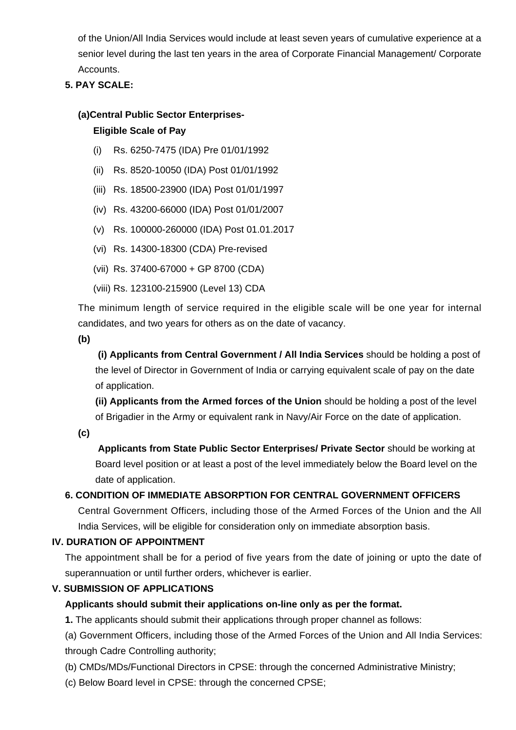of the Union/All India Services would include at least seven years of cumulative experience at a senior level during the last ten years in the area of Corporate Financial Management/ Corporate Accounts.

**5. PAY SCALE:**

**(a)Central Public Sector Enterprises-**

**Eligible Scale of Pay**

(i) Rs. 6250-7475 (IDA) Pre 01/01/1992

(ii) Rs. 8520-10050 (IDA) Post 01/01/1992

(iii) Rs. 18500-23900 (IDA) Post 01/01/1997

(iv) Rs. 43200-66000 (IDA) Post 01/01/2007

(v) Rs. 100000-260000 (IDA) Post 01.01.2017

(vi) Rs. 14300-18300 (CDA) Pre-revised

(vii) Rs. 37400-67000 + GP 8700 (CDA)

(viii) Rs. 123100-215900 (Level 13) CDA

The minimum length of service required in the eligible scale will be one year for internal candidates, and two years for others as on the date of vacancy.

**(b)**

**(i) Applicants from Central Government / All India Services** should be holding a post of the level of Director in Government of India or carrying equivalent scale of pay on the date of application.

**(ii) Applicants from the Armed forces of the Union** should be holding a post of the level of Brigadier in the Army or equivalent rank in Navy/Air Force on the date of application.

**(c)**

**Applicants from State Public Sector Enterprises/ Private Sector** should be working at Board level position or at least a post of the level immediately below the Board level on the date of application.

**6. CONDITION OF IMMEDIATE ABSORPTION FOR CENTRAL GOVERNMENT OFFICERS**

Central Government Officers, including those of the Armed Forces of the Union and the All India Services, will be eligible for consideration only on immediate absorption basis.

## IV. DURATION OF APPOINTMENT

The appointment shall be for a period of five years from the date of joining or upto the date of superannuation or until further orders, whichever is earlier.

## V. SUBMISSION OF APPLICATIONS

**Applicants should submit their applications on-line only as per the format.**

**1.** The applicants should submit their applications through proper channel as follows:

(a) Government Officers, including those of the Armed Forces of the Union and All India Services: through Cadre Controlling authority;

(b) CMDs/MDs/Functional Directors in CPSE: through the concerned Administrative Ministry;

(c) Below Board level in CPSE: through the concerned CPSE;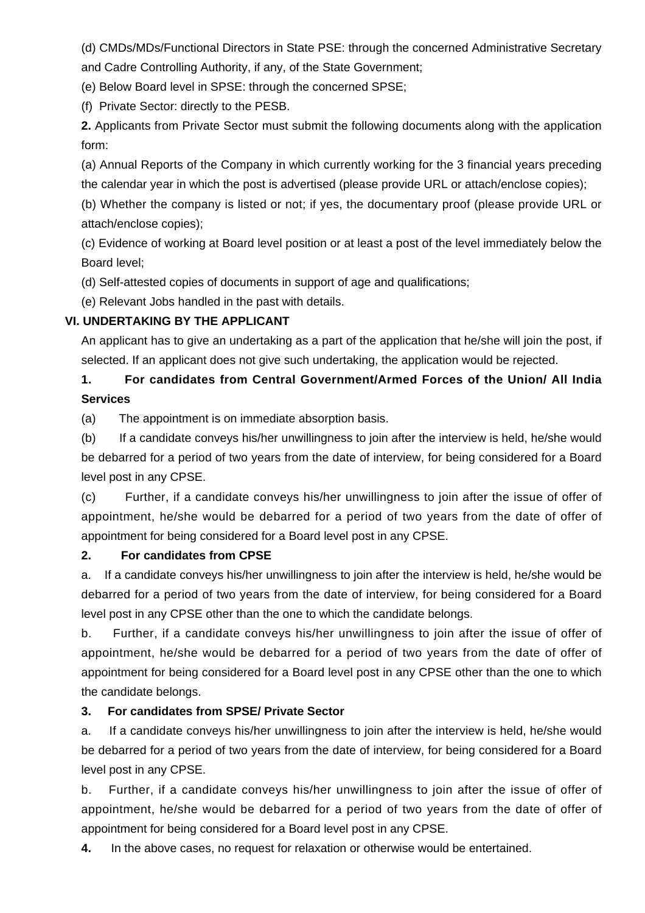(d) CMDs/MDs/Functional Directors in State PSE: through the concerned Administrative Secretary and Cadre Controlling Authority, if any, of the State Government;

(e) Below Board level in SPSE: through the concerned SPSE;

(f) Private Sector: directly to the PESB.

**2.** Applicants from Private Sector must submit the following documents along with the application form:

(a) Annual Reports of the Company in which currently working for the 3 financial years preceding the calendar year in which the post is advertised (please provide URL or attach/enclose copies);

(b) Whether the company is listed or not; if yes, the documentary proof (please provide URL or attach/enclose copies);

(c) Evidence of working at Board level position or at least a post of the level immediately below the Board level;

(d) Self-attested copies of documents in support of age and qualifications;

(e) Relevant Jobs handled in the past with details.

### VI. UNDERTAKING BY THE APPLICANT

An applicant has to give an undertaking as a part of the application that he/she will join the post, if selected. If an applicant does not give such undertaking, the application would be rejected.

**1. For candidates from Central Government/Armed Forces of the Union/ All India Services**

(a) The appointment is on immediate absorption basis.

(b) If a candidate conveys his/her unwillingness to join after the interview is held, he/she would be debarred for a period of two years from the date of interview, for being considered for a Board level post in any CPSE.

(c) Further, if a candidate conveys his/her unwillingness to join after the issue of offer of appointment, he/she would be debarred for a period of two years from the date of offer of appointment for being considered for a Board level post in any CPSE.

**2. For candidates from CPSE**

a. If a candidate conveys his/her unwillingness to join after the interview is held, he/she would be debarred for a period of two years from the date of interview, for being considered for a Board level post in any CPSE other than the one to which the candidate belongs.

b. Further, if a candidate conveys his/her unwillingness to join after the issue of offer of appointment, he/she would be debarred for a period of two years from the date of offer of appointment for being considered for a Board level post in any CPSE other than the one to which the candidate belongs.

**3. For candidates from SPSE/ Private Sector**

a. If a candidate conveys his/her unwillingness to join after the interview is held, he/she would be debarred for a period of two years from the date of interview, for being considered for a Board level post in any CPSE.

b. Further, if a candidate conveys his/her unwillingness to join after the issue of offer of appointment, he/she would be debarred for a period of two years from the date of offer of appointment for being considered for a Board level post in any CPSE.

**4.** In the above cases, no request for relaxation or otherwise would be entertained.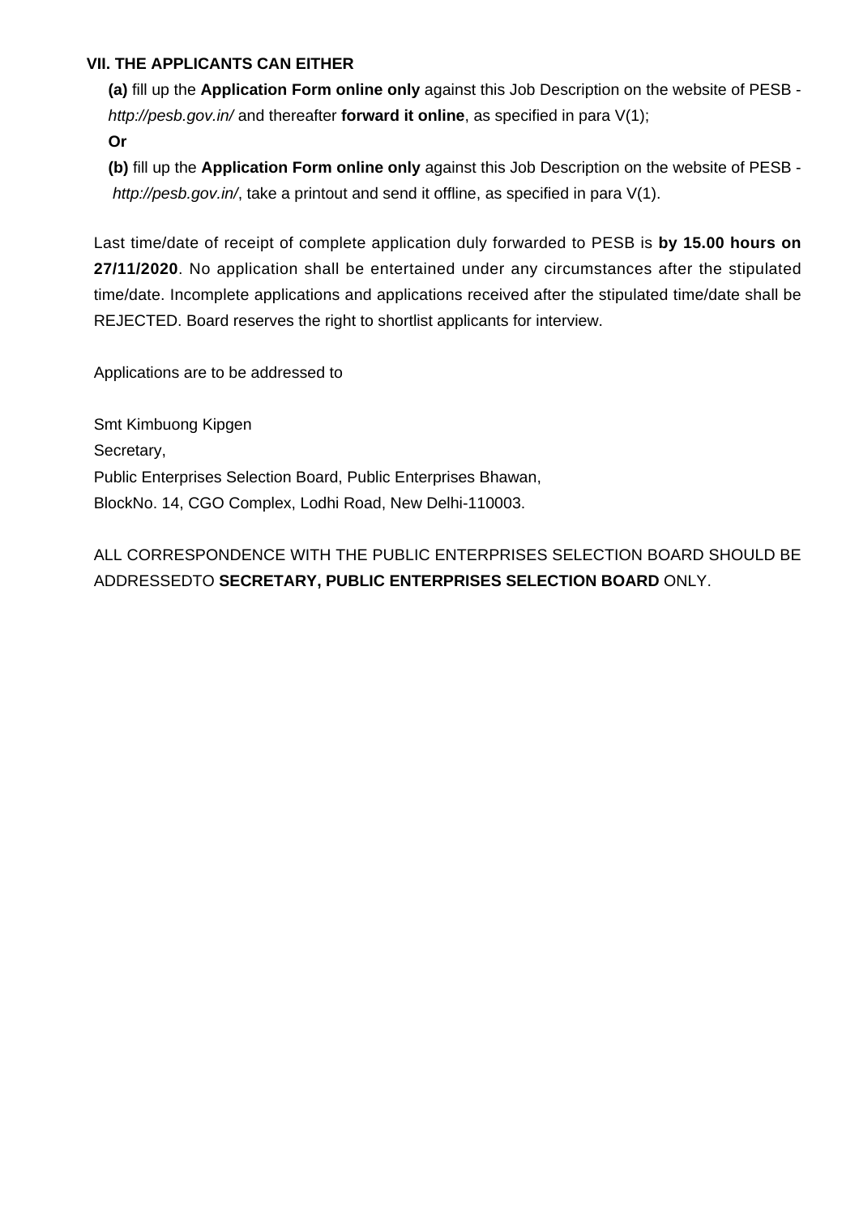### VII. THE APPLICANTS CAN EITHER

**(a)** fill up the **Application Form online only** against this Job Description on the website of PESB - *http://pesb.gov.in/* and thereafter **forward it online**, as specified in para V(1);

**Or**

**(b)** fill up the **Application Form online only** against this Job Description on the website of PESB - *http://pesb.gov.in/*, take a printout and send it offline, as specified in para V(1).

Last time/date of receipt of complete application duly forwarded to PESB is **by 15.00 hours on 27/11/2020**. No application shall be entertained under any circumstances after the stipulated time/date. Incomplete applications and applications received after the stipulated time/date shall be REJECTED. Board reserves the right to shortlist applicants for interview.

Applications are to be addressed to

Smt Kimbuong Kipgen
Secretary,
Public Enterprises Selection Board, Public Enterprises Bhawan,
BlockNo. 14, CGO Complex, Lodhi Road, New Delhi-110003.

ALL CORRESPONDENCE WITH THE PUBLIC ENTERPRISES SELECTION BOARD SHOULD BE ADDRESSEDTO **SECRETARY, PUBLIC ENTERPRISES SELECTION BOARD** ONLY.